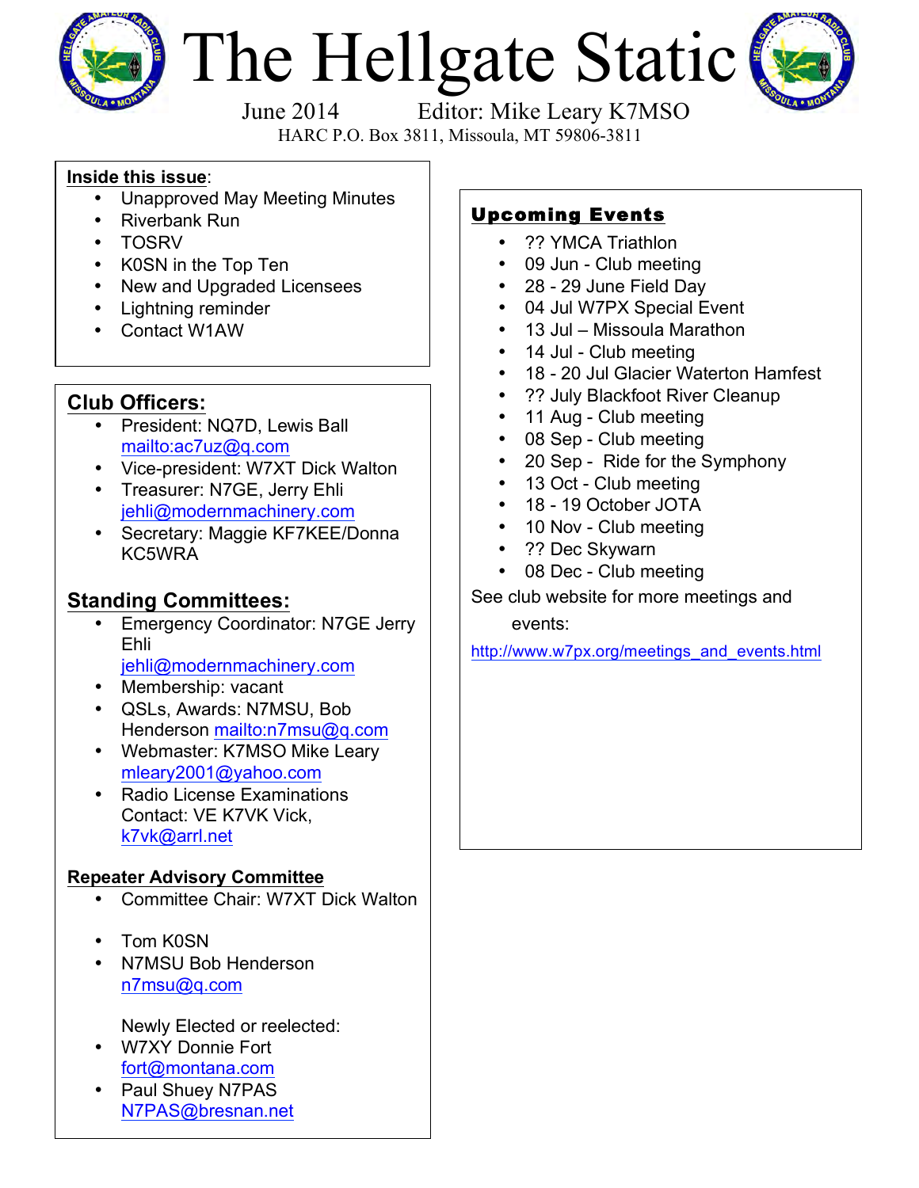# The Hellgate Static

June 2014 Editor: Mike Leary K7MSO

HARC P.O. Box 3811, Missoula, MT 59806-3811

**Inside this issue**:

- Unapproved May Meeting Minutes
- Riverbank Run
- TOSRV
- K0SN in the Top Ten
- New and Upgraded Licensees
- Lightning reminder
- Contact W1AW

## Club Officers:

- President: NQ7D, Lewis Ball mailto:ac7uz@q.com
- Vice-president: W7XT Dick Walton
- Treasurer: N7GE, Jerry Ehli jehli@modernmachinery.com
- Secretary: Maggie KF7KEE/Donna KC5WRA

## Standing Committees:

- Emergency Coordinator: N7GE Jerry Ehli jehli@modernmachinery.com
- Membership: vacant
- QSLs, Awards: N7MSU, Bob Henderson mailto:n7msu@q.com
- Webmaster: K7MSO Mike Leary mleary2001@yahoo.com
- Radio License Examinations Contact: VE K7VK Vick, k7vk@arrl.net

### Repeater Advisory Committee

- Committee Chair: W7XT Dick Walton
- Tom K0SN
- N7MSU Bob Henderson n7msu@q.com

Newly Elected or reelected:

- W7XY Donnie Fort fort@montana.com
- Paul Shuey N7PAS N7PAS@bresnan.net

## Upcoming Events

- ?? YMCA Triathlon
- 09 Jun - Club meeting
- 28 - 29 June Field Day
- 04 Jul W7PX Special Event
- 13 Jul – Missoula Marathon
- 14 Jul - Club meeting
- 18 - 20 Jul Glacier Waterton Hamfest
- ?? July Blackfoot River Cleanup
- 11 Aug - Club meeting
- 08 Sep - Club meeting
- 20 Sep - Ride for the Symphony
- 13 Oct - Club meeting
- 18 - 19 October JOTA
- 10 Nov - Club meeting
- ?? Dec Skywarn
- 08 Dec - Club meeting

See club website for more meetings and events:

http://www.w7px.org/meetings_and_events.html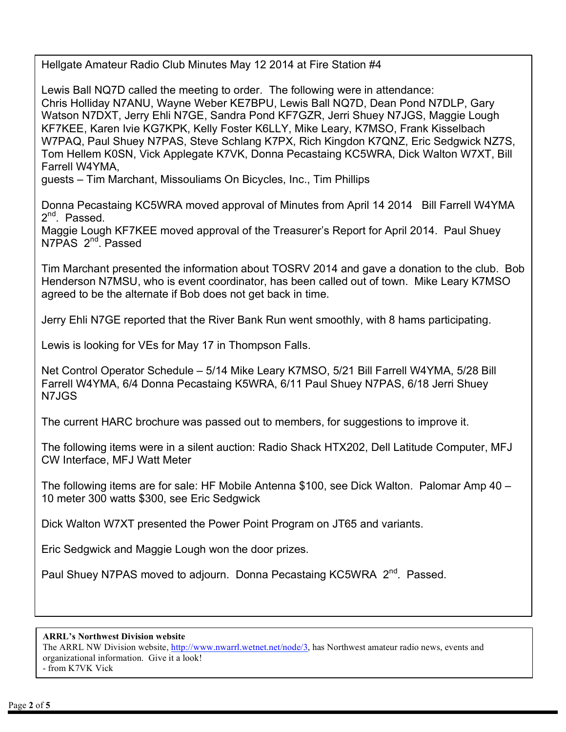Hellgate Amateur Radio Club Minutes May 12 2014 at Fire Station #4

Lewis Ball NQ7D called the meeting to order. The following were in attendance: Chris Holliday N7ANU, Wayne Weber KE7BPU, Lewis Ball NQ7D, Dean Pond N7DLP, Gary Watson N7DXT, Jerry Ehli N7GE, Sandra Pond KF7GZR, Jerri Shuey N7JGS, Maggie Lough KF7KEE, Karen Ivie KG7KPK, Kelly Foster K6LLY, Mike Leary, K7MSO, Frank Kisselbach W7PAQ, Paul Shuey N7PAS, Steve Schlang K7PX, Rich Kingdon K7QNZ, Eric Sedgwick NZ7S, Tom Hellem K0SN, Vick Applegate K7VK, Donna Pecastaing KC5WRA, Dick Walton W7XT, Bill Farrell W4YMA,
guests – Tim Marchant, Missouliams On Bicycles, Inc., Tim Phillips

Donna Pecastaing KC5WRA moved approval of Minutes from April 14 2014 Bill Farrell W4YMA 2nd. Passed.
Maggie Lough KF7KEE moved approval of the Treasurer's Report for April 2014. Paul Shuey N7PAS 2nd. Passed

Tim Marchant presented the information about TOSRV 2014 and gave a donation to the club. Bob Henderson N7MSU, who is event coordinator, has been called out of town. Mike Leary K7MSO agreed to be the alternate if Bob does not get back in time.

Jerry Ehli N7GE reported that the River Bank Run went smoothly, with 8 hams participating.

Lewis is looking for VEs for May 17 in Thompson Falls.

Net Control Operator Schedule – 5/14 Mike Leary K7MSO, 5/21 Bill Farrell W4YMA, 5/28 Bill Farrell W4YMA, 6/4 Donna Pecastaing K5WRA, 6/11 Paul Shuey N7PAS, 6/18 Jerri Shuey N7JGS

The current HARC brochure was passed out to members, for suggestions to improve it.

The following items were in a silent auction: Radio Shack HTX202, Dell Latitude Computer, MFJ CW Interface, MFJ Watt Meter

The following items are for sale: HF Mobile Antenna $100, see Dick Walton. Palomar Amp 40 – 10 meter 300 watts $300, see Eric Sedgwick

Dick Walton W7XT presented the Power Point Program on JT65 and variants.

Eric Sedgwick and Maggie Lough won the door prizes.

Paul Shuey N7PAS moved to adjourn. Donna Pecastaing KC5WRA 2nd. Passed.

**ARRL's Northwest Division website**
The ARRL NW Division website, http://www.nwarrl.wetnet.net/node/3, has Northwest amateur radio news, events and organizational information. Give it a look!
- from K7VK Vick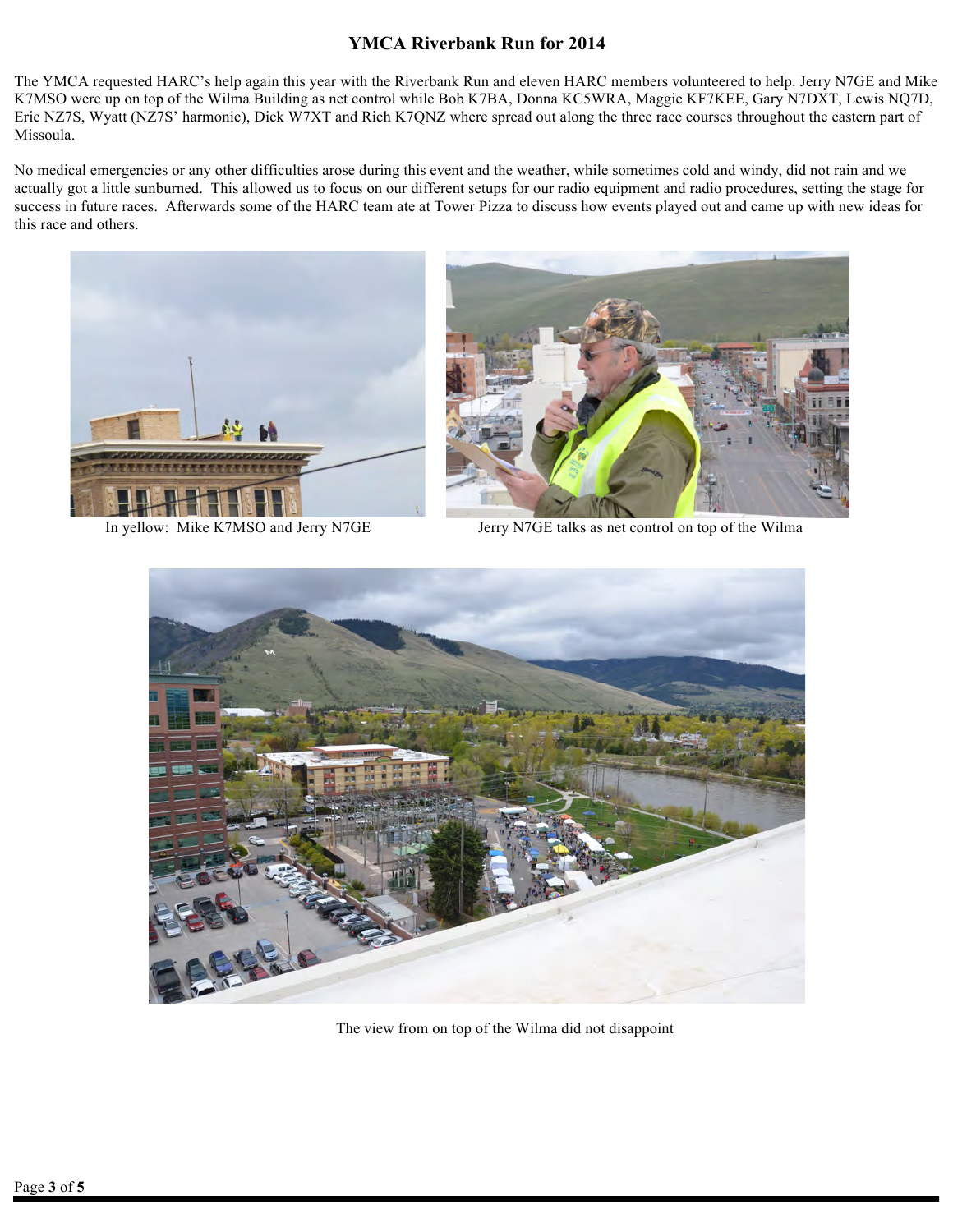# YMCA Riverbank Run for 2014

The YMCA requested HARC's help again this year with the Riverbank Run and eleven HARC members volunteered to help. Jerry N7GE and Mike K7MSO were up on top of the Wilma Building as net control while Bob K7BA, Donna KC5WRA, Maggie KF7KEE, Gary N7DXT, Lewis NQ7D, Eric NZ7S, Wyatt (NZ7S' harmonic), Dick W7XT and Rich K7QNZ where spread out along the three race courses throughout the eastern part of Missoula.

No medical emergencies or any other difficulties arose during this event and the weather, while sometimes cold and windy, did not rain and we actually got a little sunburned. This allowed us to focus on our different setups for our radio equipment and radio procedures, setting the stage for success in future races. Afterwards some of the HARC team ate at Tower Pizza to discuss how events played out and came up with new ideas for this race and others.

In yellow: Mike K7MSO and Jerry N7GE

Jerry N7GE talks as net control on top of the Wilma

The view from on top of the Wilma did not disappoint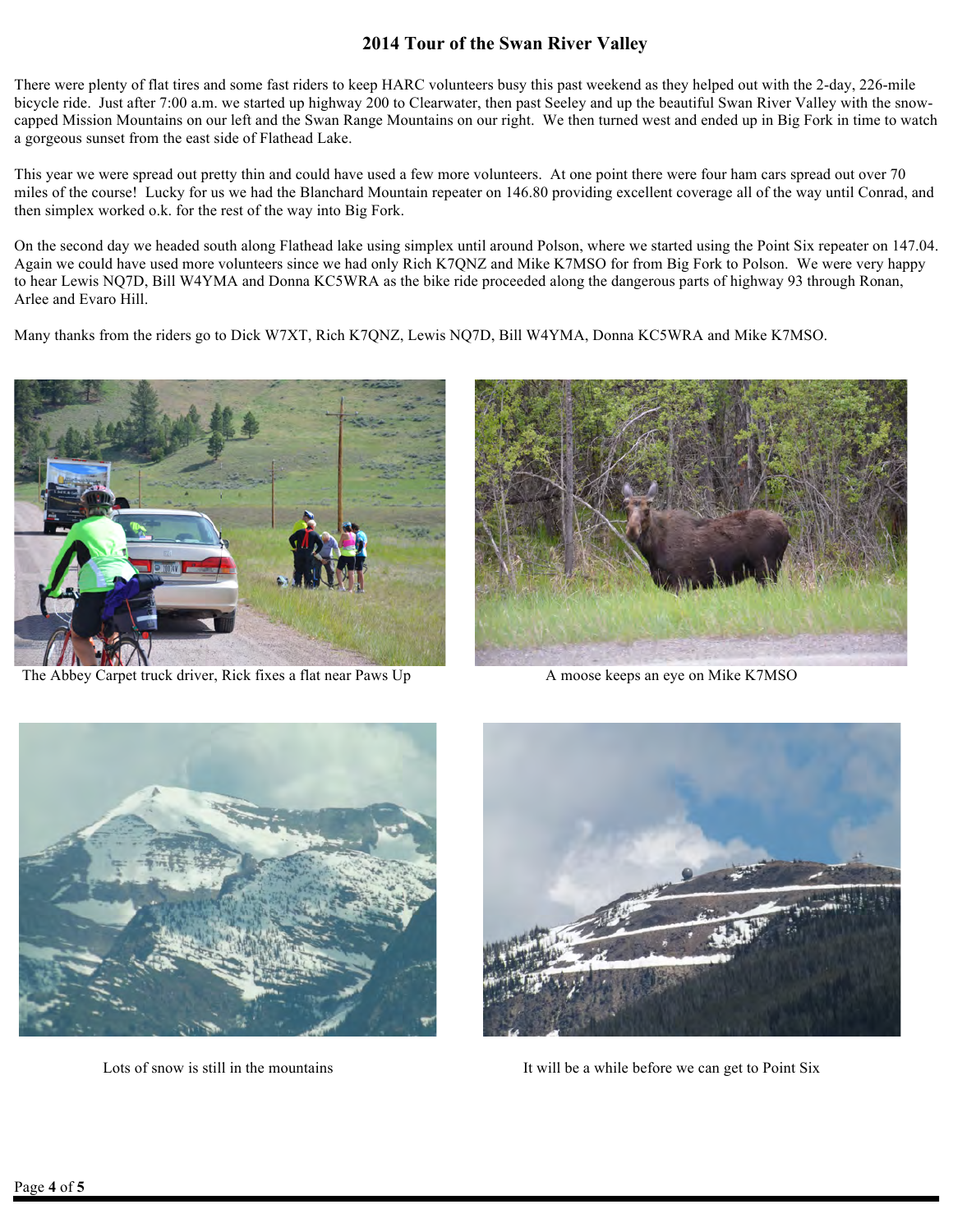# 2014 Tour of the Swan River Valley

There were plenty of flat tires and some fast riders to keep HARC volunteers busy this past weekend as they helped out with the 2-day, 226-mile bicycle ride. Just after 7:00 a.m. we started up highway 200 to Clearwater, then past Seeley and up the beautiful Swan River Valley with the snow-capped Mission Mountains on our left and the Swan Range Mountains on our right. We then turned west and ended up in Big Fork in time to watch a gorgeous sunset from the east side of Flathead Lake.

This year we were spread out pretty thin and could have used a few more volunteers. At one point there were four ham cars spread out over 70 miles of the course! Lucky for us we had the Blanchard Mountain repeater on 146.80 providing excellent coverage all of the way until Conrad, and then simplex worked o.k. for the rest of the way into Big Fork.

On the second day we headed south along Flathead lake using simplex until around Polson, where we started using the Point Six repeater on 147.04. Again we could have used more volunteers since we had only Rich K7QNZ and Mike K7MSO for from Big Fork to Polson. We were very happy to hear Lewis NQ7D, Bill W4YMA and Donna KC5WRA as the bike ride proceeded along the dangerous parts of highway 93 through Ronan, Arlee and Evaro Hill.

Many thanks from the riders go to Dick W7XT, Rich K7QNZ, Lewis NQ7D, Bill W4YMA, Donna KC5WRA and Mike K7MSO.

The Abbey Carpet truck driver, Rick fixes a flat near Paws Up

A moose keeps an eye on Mike K7MSO

Lots of snow is still in the mountains

It will be a while before we can get to Point Six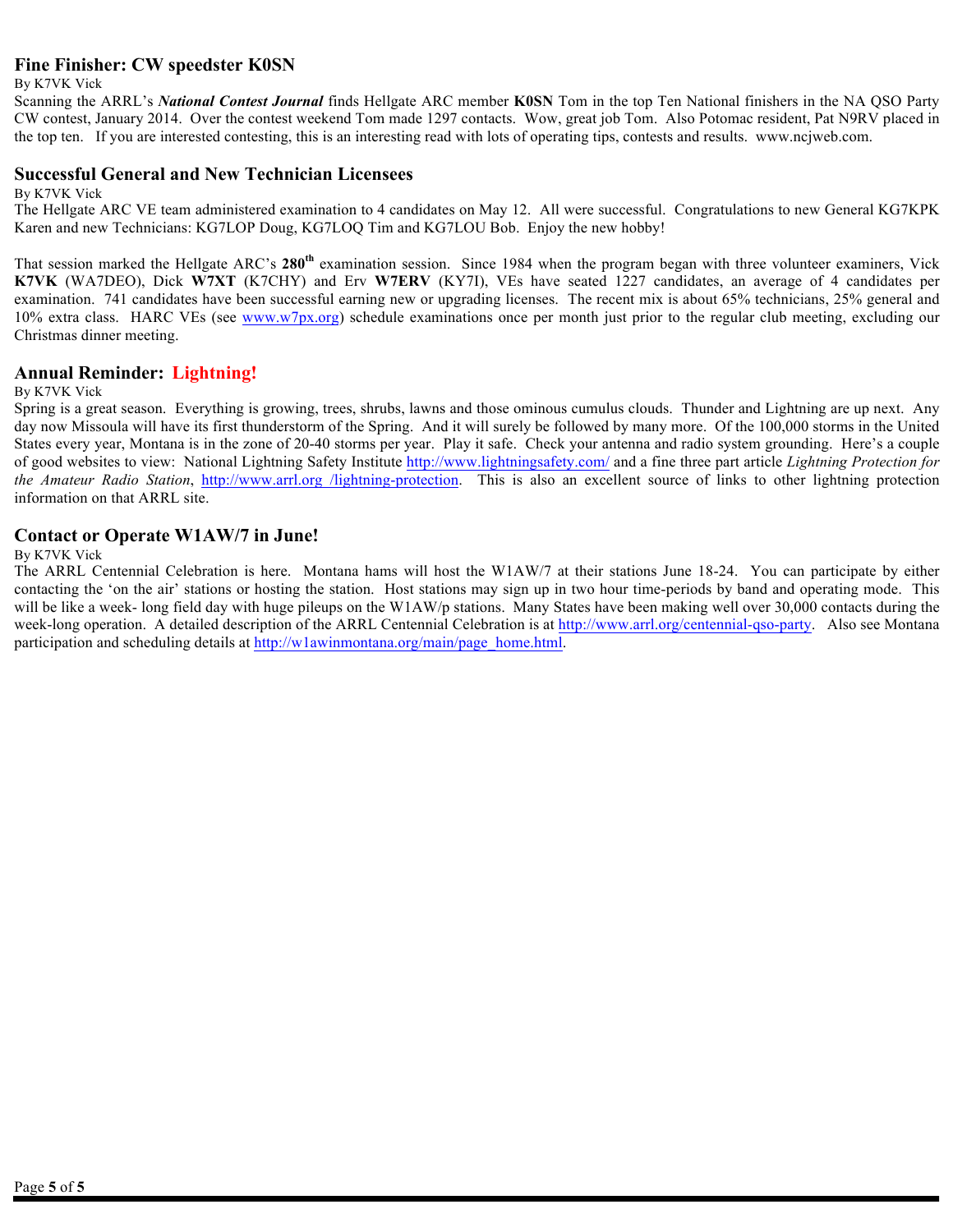## Fine Finisher: CW speedster K0SN

By K7VK Vick

Scanning the ARRL's ***National Contest Journal*** finds Hellgate ARC member **K0SN** Tom in the top Ten National finishers in the NA QSO Party CW contest, January 2014. Over the contest weekend Tom made 1297 contacts. Wow, great job Tom. Also Potomac resident, Pat N9RV placed in the top ten. If you are interested contesting, this is an interesting read with lots of operating tips, contests and results. www.ncjweb.com.

## Successful General and New Technician Licensees

By K7VK Vick

The Hellgate ARC VE team administered examination to 4 candidates on May 12. All were successful. Congratulations to new General KG7KPK Karen and new Technicians: KG7LOP Doug, KG7LOQ Tim and KG7LOU Bob. Enjoy the new hobby!

That session marked the Hellgate ARC's **280th** examination session. Since 1984 when the program began with three volunteer examiners, Vick **K7VK** (WA7DEO), Dick **W7XT** (K7CHY) and Erv **W7ERV** (KY7I), VEs have seated 1227 candidates, an average of 4 candidates per examination. 741 candidates have been successful earning new or upgrading licenses. The recent mix is about 65% technicians, 25% general and 10% extra class. HARC VEs (see www.w7px.org) schedule examinations once per month just prior to the regular club meeting, excluding our Christmas dinner meeting.

## Annual Reminder: Lightning!

By K7VK Vick

Spring is a great season. Everything is growing, trees, shrubs, lawns and those ominous cumulus clouds. Thunder and Lightning are up next. Any day now Missoula will have its first thunderstorm of the Spring. And it will surely be followed by many more. Of the 100,000 storms in the United States every year, Montana is in the zone of 20-40 storms per year. Play it safe. Check your antenna and radio system grounding. Here's a couple of good websites to view: National Lightning Safety Institute http://www.lightningsafety.com/ and a fine three part article *Lightning Protection for the Amateur Radio Station*, http://www.arrl.org /lightning-protection. This is also an excellent source of links to other lightning protection information on that ARRL site.

## Contact or Operate W1AW/7 in June!

By K7VK Vick

The ARRL Centennial Celebration is here. Montana hams will host the W1AW/7 at their stations June 18-24. You can participate by either contacting the 'on the air' stations or hosting the station. Host stations may sign up in two hour time-periods by band and operating mode. This will be like a week- long field day with huge pileups on the W1AW/p stations. Many States have been making well over 30,000 contacts during the week-long operation. A detailed description of the ARRL Centennial Celebration is at http://www.arrl.org/centennial-qso-party. Also see Montana participation and scheduling details at http://w1awinmontana.org/main/page_home.html.